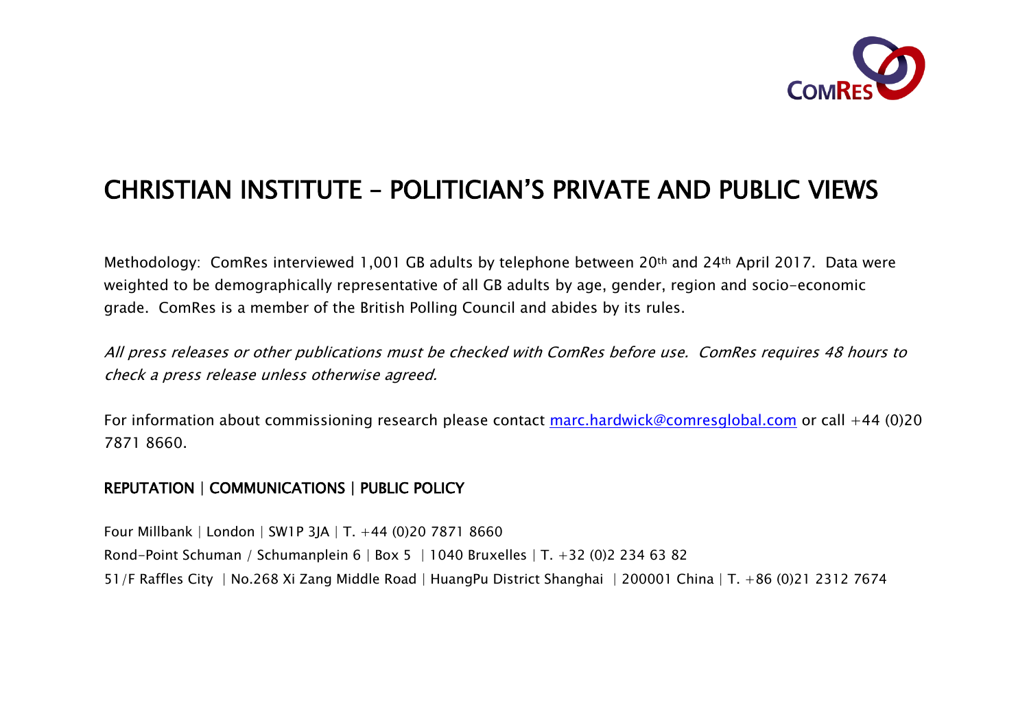# CHRISTIAN INSTITUTE – POLITICIAN'S PRIVATE AND PUBLIC VIEWS

Methodology: ComRes interviewed 1,001 GB adults by telephone between 20th and 24th April 2017. Data were weighted to be demographically representative of all GB adults by age, gender, region and socio-economic grade. ComRes is a member of the British Polling Council and abides by its rules.

*All press releases or other publications must be checked with ComRes before use. ComRes requires 48 hours to check a press release unless otherwise agreed.*

For information about commissioning research please contact marc.hardwick@comresglobal.com or call +44 (0)20 7871 8660.

**REPUTATION | COMMUNICATIONS | PUBLIC POLICY**

Four Millbank | London | SW1P 3JA | T. +44 (0)20 7871 8660
Rond-Point Schuman / Schumanplein 6 | Box 5 | 1040 Bruxelles | T. +32 (0)2 234 63 82
51/F Raffles City | No.268 Xi Zang Middle Road | HuangPu District Shanghai | 200001 China | T. +86 (0)21 2312 7674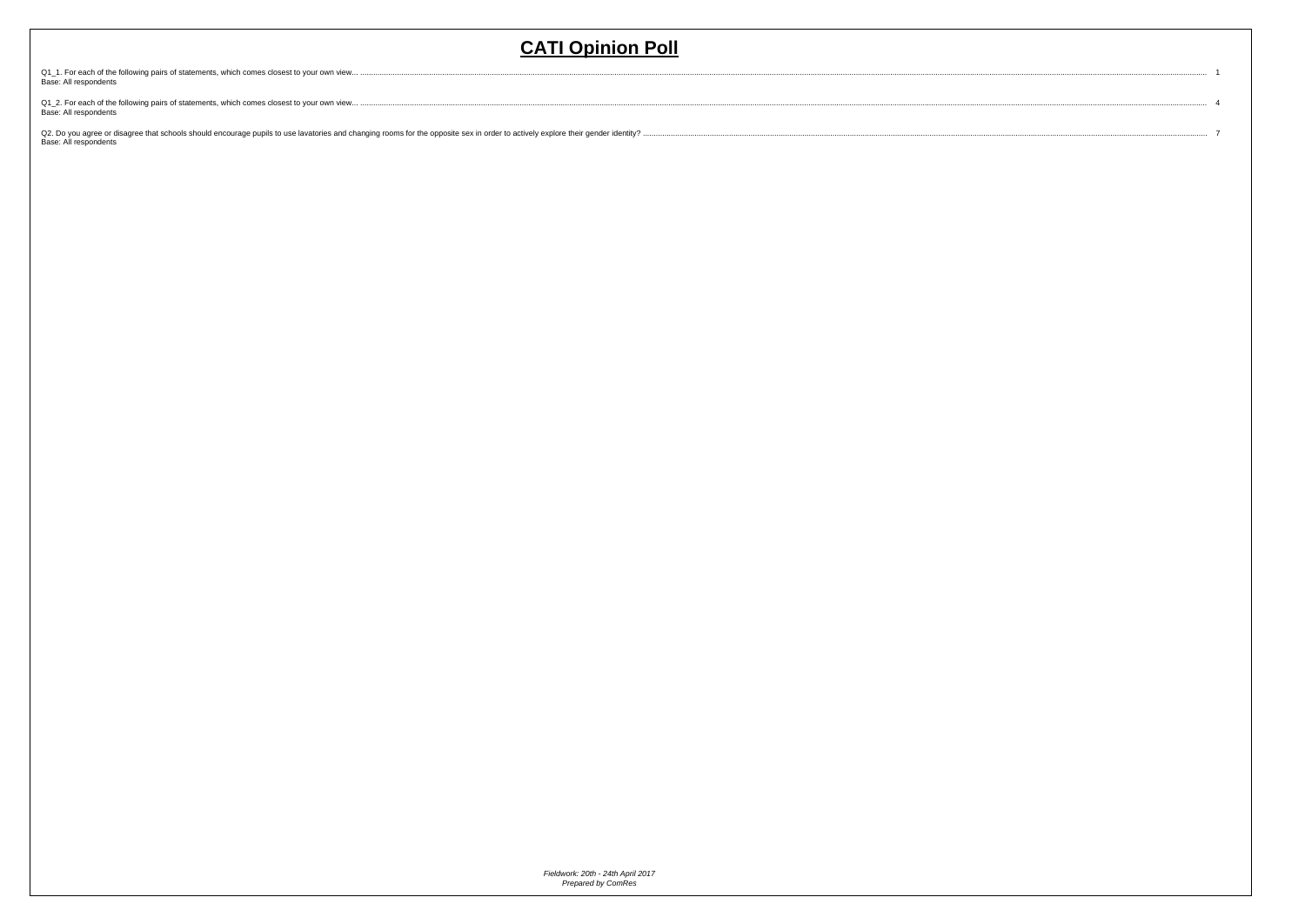# CATI Opinion Poll

Q1_1. For each of the following pairs of statements, which comes closest to your own view... 1
Base: All respondents

Q1_2. For each of the following pairs of statements, which comes closest to your own view... 4
Base: All respondents

Q2. Do you agree or disagree that schools should encourage pupils to use lavatories and changing rooms for the opposite sex in order to actively explore their gender identity? 7
Base: All respondents

*Fieldwork: 20th - 24th April 2017*
*Prepared by ComRes*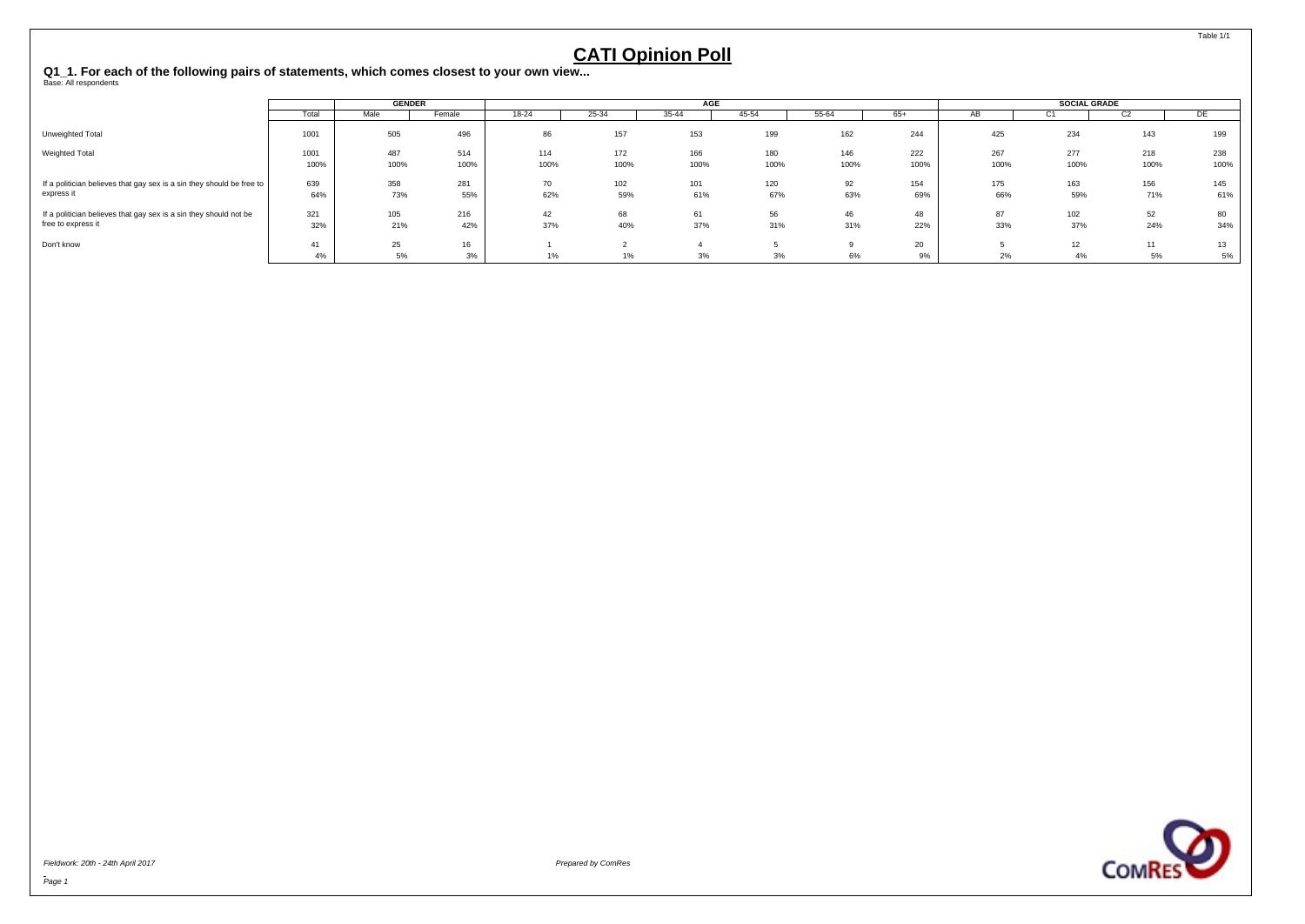# CATI Opinion Poll

**Q1_1. For each of the following pairs of statements, which comes closest to your own view...**
Base: All respondents

| | Total | GENDER | | AGE | | | | | | SOCIAL GRADE | | | |
|---|---|---|---|---|---|---|---|---|---|---|---|---|---|
| | | Male | Female | 18-24 | 25-34 | 35-44 | 45-54 | 55-64 | 65+ | AB | C1 | C2 | DE |
| Unweighted Total | 1001 | 505 | 496 | 86 | 157 | 153 | 199 | 162 | 244 | 425 | 234 | 143 | 199 |
| Weighted Total | 1001 | 487 | 514 | 114 | 172 | 166 | 180 | 146 | 222 | 267 | 277 | 218 | 238 |
| | 100% | 100% | 100% | 100% | 100% | 100% | 100% | 100% | 100% | 100% | 100% | 100% | 100% |
| If a politician believes that gay sex is a sin they should be free to express it | 639 | 358 | 281 | 70 | 102 | 101 | 120 | 92 | 154 | 175 | 163 | 156 | 145 |
| | 64% | 73% | 55% | 62% | 59% | 61% | 67% | 63% | 69% | 66% | 59% | 71% | 61% |
| If a politician believes that gay sex is a sin they should not be free to express it | 321 | 105 | 216 | 42 | 68 | 61 | 56 | 46 | 48 | 87 | 102 | 52 | 80 |
| | 32% | 21% | 42% | 37% | 40% | 37% | 31% | 31% | 22% | 33% | 37% | 24% | 34% |
| Don't know | 41 | 25 | 16 | 1 | 2 | 4 | 5 | 9 | 20 | 5 | 12 | 11 | 13 |
| | 4% | 5% | 3% | 1% | 1% | 3% | 3% | 6% | 9% | 2% | 4% | 5% | 5% |

*Fieldwork: 20th - 24th April 2017*

*Prepared by ComRes*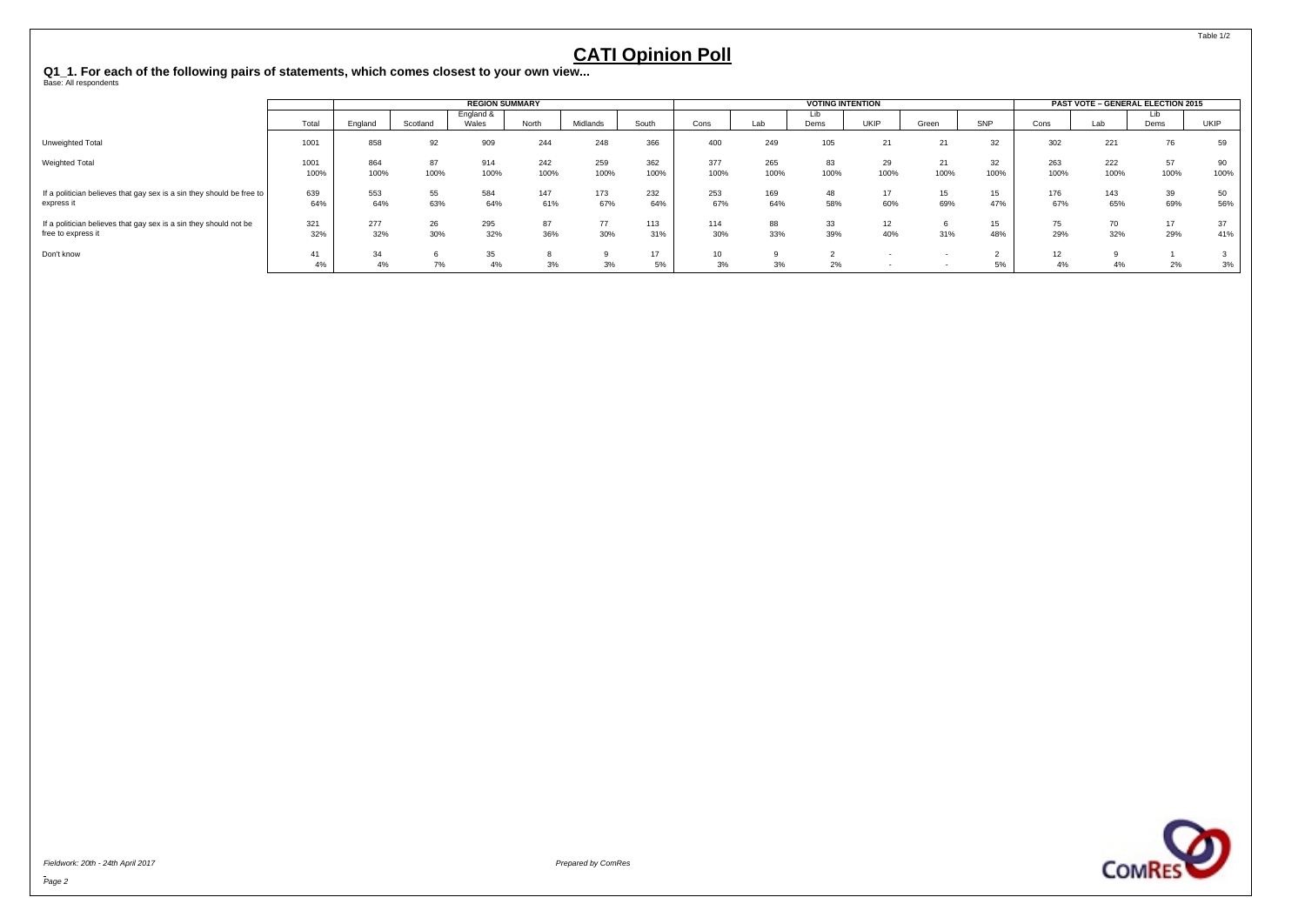# CATI Opinion Poll

**Q1_1. For each of the following pairs of statements, which comes closest to your own view...**

Base: All respondents

| | Total | REGION SUMMARY | | | | | | VOTING INTENTION | | | | | | PAST VOTE – GENERAL ELECTION 2015 | | | |
|---|---|---|---|---|---|---|---|---|---|---|---|---|---|---|---|---|---|
| | | England | Scotland | England & Wales | North | Midlands | South | Cons | Lab | Lib Dems | UKIP | Green | SNP | Cons | Lab | Lib Dems | UKIP |
| Unweighted Total | 1001 | 858 | 92 | 909 | 244 | 248 | 366 | 400 | 249 | 105 | 21 | 21 | 32 | 302 | 221 | 76 | 59 |
| Weighted Total | 1001 | 864 | 87 | 914 | 242 | 259 | 362 | 377 | 265 | 83 | 29 | 21 | 32 | 263 | 222 | 57 | 90 |
| | 100% | 100% | 100% | 100% | 100% | 100% | 100% | 100% | 100% | 100% | 100% | 100% | 100% | 100% | 100% | 100% | 100% |
| If a politician believes that gay sex is a sin they should be free to express it | 639 | 553 | 55 | 584 | 147 | 173 | 232 | 253 | 169 | 48 | 17 | 15 | 15 | 176 | 143 | 39 | 50 |
| | 64% | 64% | 63% | 64% | 61% | 67% | 64% | 67% | 64% | 58% | 60% | 69% | 47% | 67% | 65% | 69% | 56% |
| If a politician believes that gay sex is a sin they should not be free to express it | 321 | 277 | 26 | 295 | 87 | 77 | 113 | 114 | 88 | 33 | 12 | 6 | 15 | 75 | 70 | 17 | 37 |
| | 32% | 32% | 30% | 32% | 36% | 30% | 31% | 30% | 33% | 39% | 40% | 31% | 48% | 29% | 32% | 29% | 41% |
| Don't know | 41 | 34 | 6 | 35 | 8 | 9 | 17 | 10 | 9 | 2 | - | - | 2 | 12 | 9 | 1 | 3 |
| | 4% | 4% | 7% | 4% | 3% | 3% | 5% | 3% | 3% | 2% | - | - | 5% | 4% | 4% | 2% | 3% |

*Fieldwork: 20th - 24th April 2017*

*Prepared by ComRes*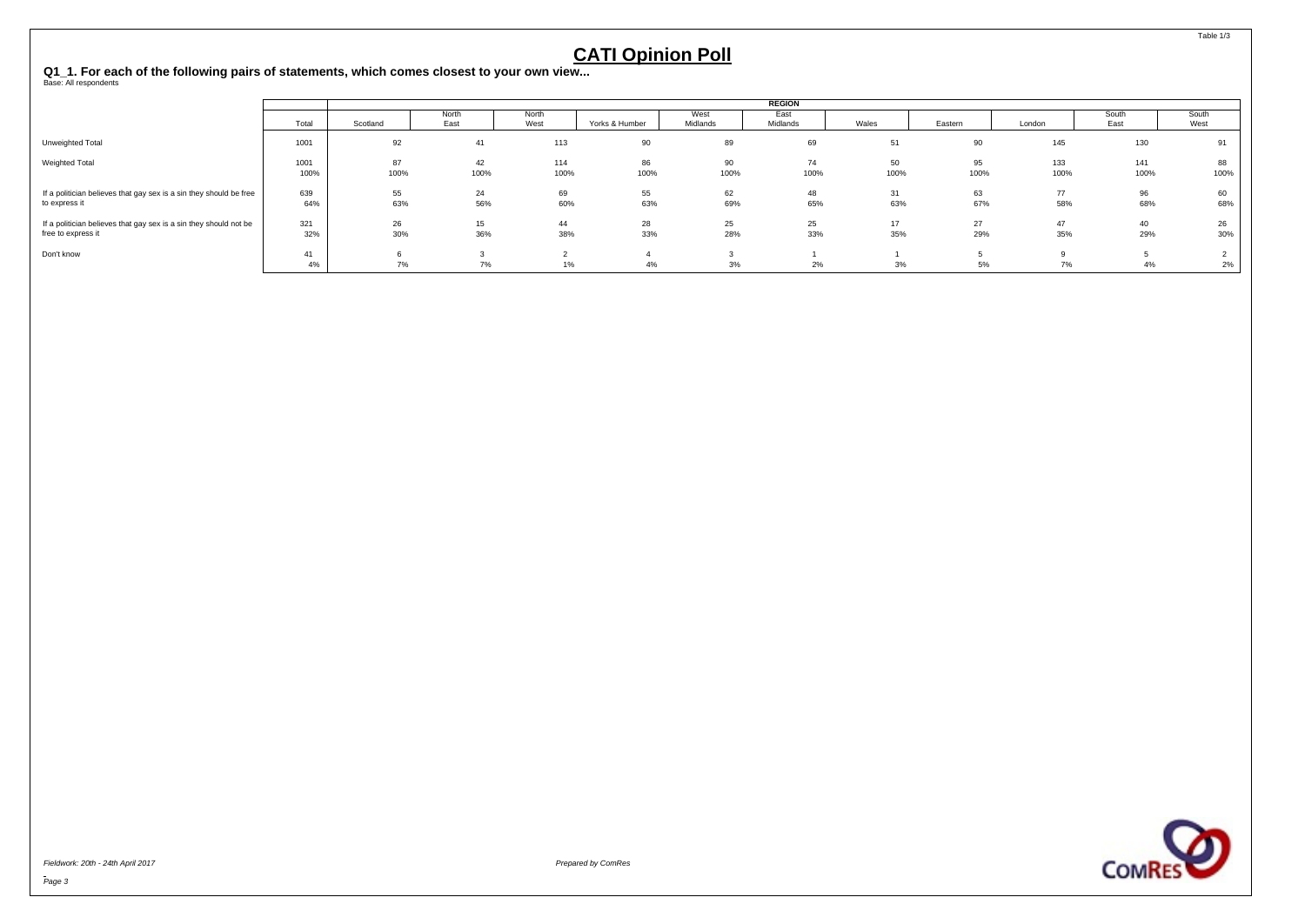# CATI Opinion Poll

**Q1_1. For each of the following pairs of statements, which comes closest to your own view...**

Base: All respondents

| | Total | REGION | | | | | | | | | | |
|---|---|---|---|---|---|---|---|---|---|---|---|---|
| | | Scotland | North East | North West | Yorks & Humber | West Midlands | East Midlands | Wales | Eastern | London | South East | South West |
| Unweighted Total | 1001 | 92 | 41 | 113 | 90 | 89 | 69 | 51 | 90 | 145 | 130 | 91 |
| Weighted Total | 1001 | 87 | 42 | 114 | 86 | 90 | 74 | 50 | 95 | 133 | 141 | 88 |
| | 100% | 100% | 100% | 100% | 100% | 100% | 100% | 100% | 100% | 100% | 100% | 100% |
| If a politician believes that gay sex is a sin they should be free to express it | 639 | 55 | 24 | 69 | 55 | 62 | 48 | 31 | 63 | 77 | 96 | 60 |
| | 64% | 63% | 56% | 60% | 63% | 69% | 65% | 63% | 67% | 58% | 68% | 68% |
| If a politician believes that gay sex is a sin they should not be free to express it | 321 | 26 | 15 | 44 | 28 | 25 | 25 | 17 | 27 | 47 | 40 | 26 |
| | 32% | 30% | 36% | 38% | 33% | 28% | 33% | 35% | 29% | 35% | 29% | 30% |
| Don't know | 41 | 6 | 3 | 2 | 4 | 3 | 1 | 1 | 5 | 9 | 5 | 2 |
| | 4% | 7% | 7% | 1% | 4% | 3% | 2% | 3% | 5% | 7% | 4% | 2% |

*Fieldwork: 20th - 24th April 2017*

*Prepared by ComRes*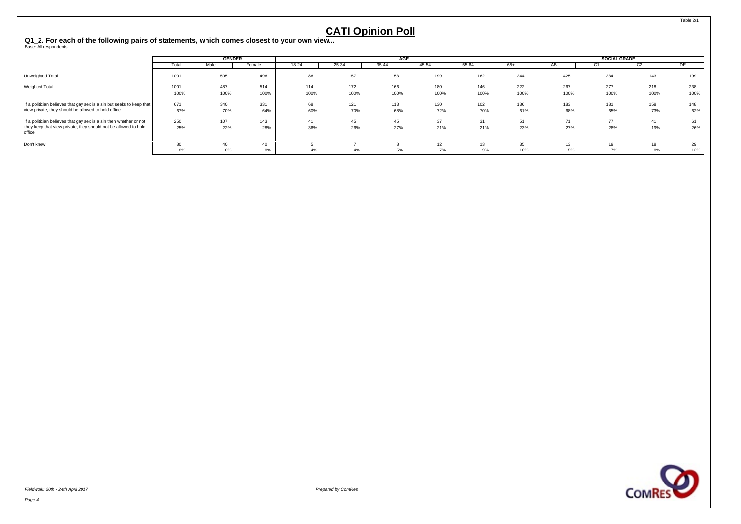# CATI Opinion Poll

**Q1_2. For each of the following pairs of statements, which comes closest to your own view...**

Base: All respondents

| | Total | GENDER | | AGE | | | | | | SOCIAL GRADE | | | |
|---|---|---|---|---|---|---|---|---|---|---|---|---|---|
| | | Male | Female | 18-24 | 25-34 | 35-44 | 45-54 | 55-64 | 65+ | AB | C1 | C2 | DE |
| Unweighted Total | 1001 | 505 | 496 | 86 | 157 | 153 | 199 | 162 | 244 | 425 | 234 | 143 | 199 |
| Weighted Total | 1001 | 487 | 514 | 114 | 172 | 166 | 180 | 146 | 222 | 267 | 277 | 218 | 238 |
| | 100% | 100% | 100% | 100% | 100% | 100% | 100% | 100% | 100% | 100% | 100% | 100% | 100% |
| If a politician believes that gay sex is a sin but seeks to keep that view private, they should be allowed to hold office | 671 | 340 | 331 | 68 | 121 | 113 | 130 | 102 | 136 | 183 | 181 | 158 | 148 |
| | 67% | 70% | 64% | 60% | 70% | 68% | 72% | 70% | 61% | 68% | 65% | 73% | 62% |
| If a politician believes that gay sex is a sin then whether or not they keep that view private, they should not be allowed to hold office | 250 | 107 | 143 | 41 | 45 | 45 | 37 | 31 | 51 | 71 | 77 | 41 | 61 |
| | 25% | 22% | 28% | 36% | 26% | 27% | 21% | 21% | 23% | 27% | 28% | 19% | 26% |
| Don't know | 80 | 40 | 40 | 5 | 7 | 8 | 12 | 13 | 35 | 13 | 19 | 18 | 29 |
| | 8% | 8% | 8% | 4% | 4% | 5% | 7% | 9% | 16% | 5% | 7% | 8% | 12% |

*Fieldwork: 20th - 24th April 2017*

*Prepared by ComRes*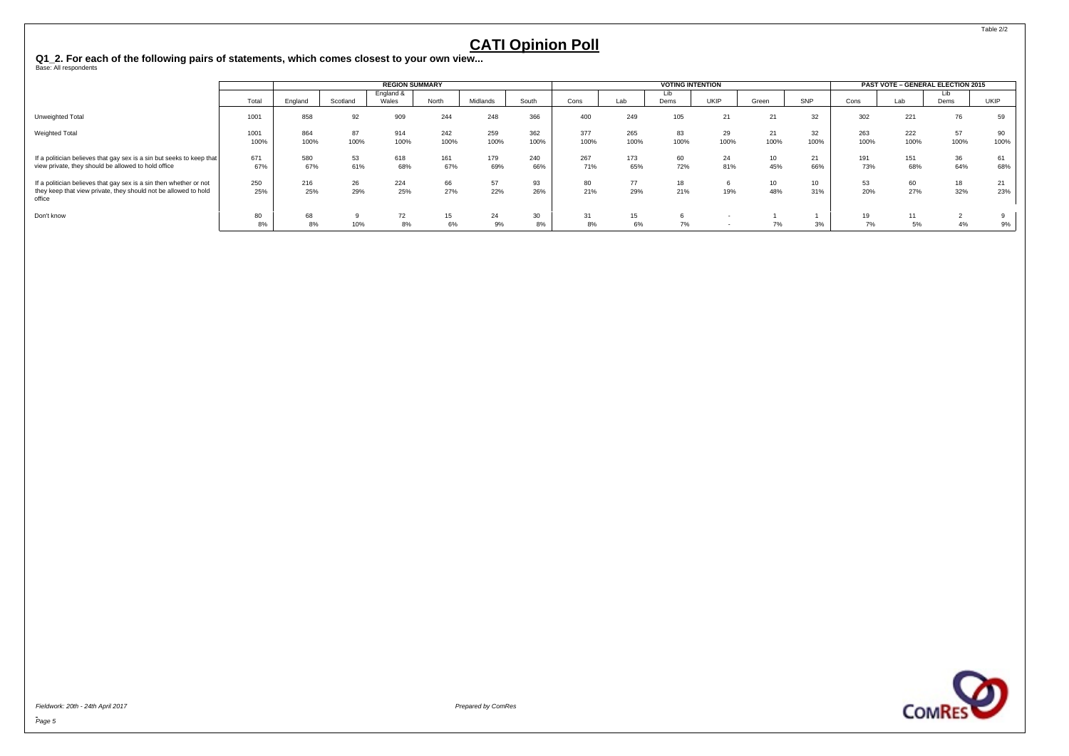# CATI Opinion Poll

**Q1_2. For each of the following pairs of statements, which comes closest to your own view...**

Base: All respondents

| | Total | REGION SUMMARY | | | | | | VOTING INTENTION | | | | | | PAST VOTE – GENERAL ELECTION 2015 | | | |
|---|---|---|---|---|---|---|---|---|---|---|---|---|---|---|---|---|---|
| | | England | Scotland | England & Wales | North | Midlands | South | Cons | Lab | Lib Dems | UKIP | Green | SNP | Cons | Lab | Lib Dems | UKIP |
| Unweighted Total | 1001 | 858 | 92 | 909 | 244 | 248 | 366 | 400 | 249 | 105 | 21 | 21 | 32 | 302 | 221 | 76 | 59 |
| Weighted Total | 1001 | 864 | 87 | 914 | 242 | 259 | 362 | 377 | 265 | 83 | 29 | 21 | 32 | 263 | 222 | 57 | 90 |
| | 100% | 100% | 100% | 100% | 100% | 100% | 100% | 100% | 100% | 100% | 100% | 100% | 100% | 100% | 100% | 100% | 100% |
| If a politician believes that gay sex is a sin but seeks to keep that view private, they should be allowed to hold office | 671 | 580 | 53 | 618 | 161 | 179 | 240 | 267 | 173 | 60 | 24 | 10 | 21 | 191 | 151 | 36 | 61 |
| | 67% | 67% | 61% | 68% | 67% | 69% | 66% | 71% | 65% | 72% | 81% | 45% | 66% | 73% | 68% | 64% | 68% |
| If a politician believes that gay sex is a sin then whether or not they keep that view private, they should not be allowed to hold office | 250 | 216 | 26 | 224 | 66 | 57 | 93 | 80 | 77 | 18 | 6 | 10 | 10 | 53 | 60 | 18 | 21 |
| | 25% | 25% | 29% | 25% | 27% | 22% | 26% | 21% | 29% | 21% | 19% | 48% | 31% | 20% | 27% | 32% | 23% |
| Don't know | 80 | 68 | 9 | 72 | 15 | 24 | 30 | 31 | 15 | 6 | - | 1 | 1 | 19 | 11 | 2 | 9 |
| | 8% | 8% | 10% | 8% | 6% | 9% | 8% | 8% | 6% | 7% | - | 7% | 3% | 7% | 5% | 4% | 9% |

*Fieldwork: 20th - 24th April 2017*

*Prepared by ComRes*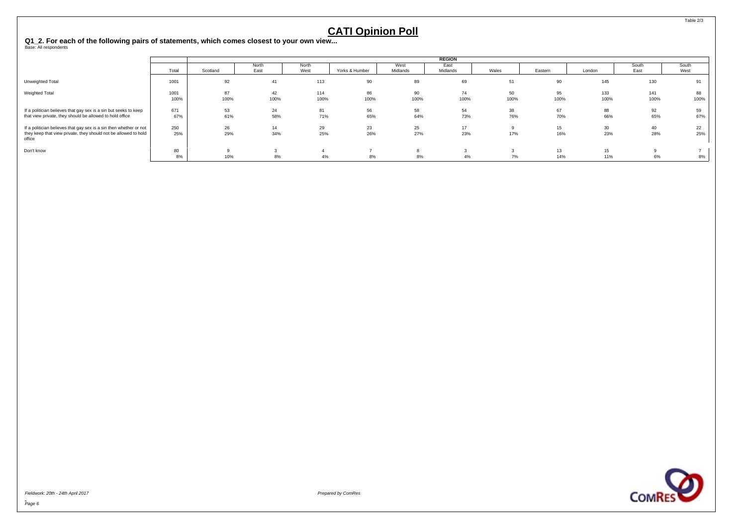# CATI Opinion Poll

**Q1_2. For each of the following pairs of statements, which comes closest to your own view...**

Base: All respondents

| | Total | REGION | | | | | | | | | | |
|---|---|---|---|---|---|---|---|---|---|---|---|---|
| | | Scotland | North East | North West | Yorks & Humber | West Midlands | East Midlands | Wales | Eastern | London | South East | South West |
| Unweighted Total | 1001 | 92 | 41 | 113 | 90 | 89 | 69 | 51 | 90 | 145 | 130 | 91 |
| Weighted Total | 1001 | 87 | 42 | 114 | 86 | 90 | 74 | 50 | 95 | 133 | 141 | 88 |
| | 100% | 100% | 100% | 100% | 100% | 100% | 100% | 100% | 100% | 100% | 100% | 100% |
| If a politician believes that gay sex is a sin but seeks to keep that view private, they should be allowed to hold office | 671 | 53 | 24 | 81 | 56 | 58 | 54 | 38 | 67 | 88 | 92 | 59 |
| | 67% | 61% | 58% | 71% | 65% | 64% | 73% | 76% | 70% | 66% | 65% | 67% |
| If a politician believes that gay sex is a sin then whether or not they keep that view private, they should not be allowed to hold office | 250 | 26 | 14 | 29 | 23 | 25 | 17 | 9 | 15 | 30 | 40 | 22 |
| | 25% | 29% | 34% | 25% | 26% | 27% | 23% | 17% | 16% | 23% | 28% | 25% |
| Don't know | 80 | 9 | 3 | 4 | 7 | 8 | 3 | 3 | 13 | 15 | 9 | 7 |
| | 8% | 10% | 8% | 4% | 8% | 8% | 4% | 7% | 14% | 11% | 6% | 8% |

*Fieldwork: 20th - 24th April 2017*

*Prepared by ComRes*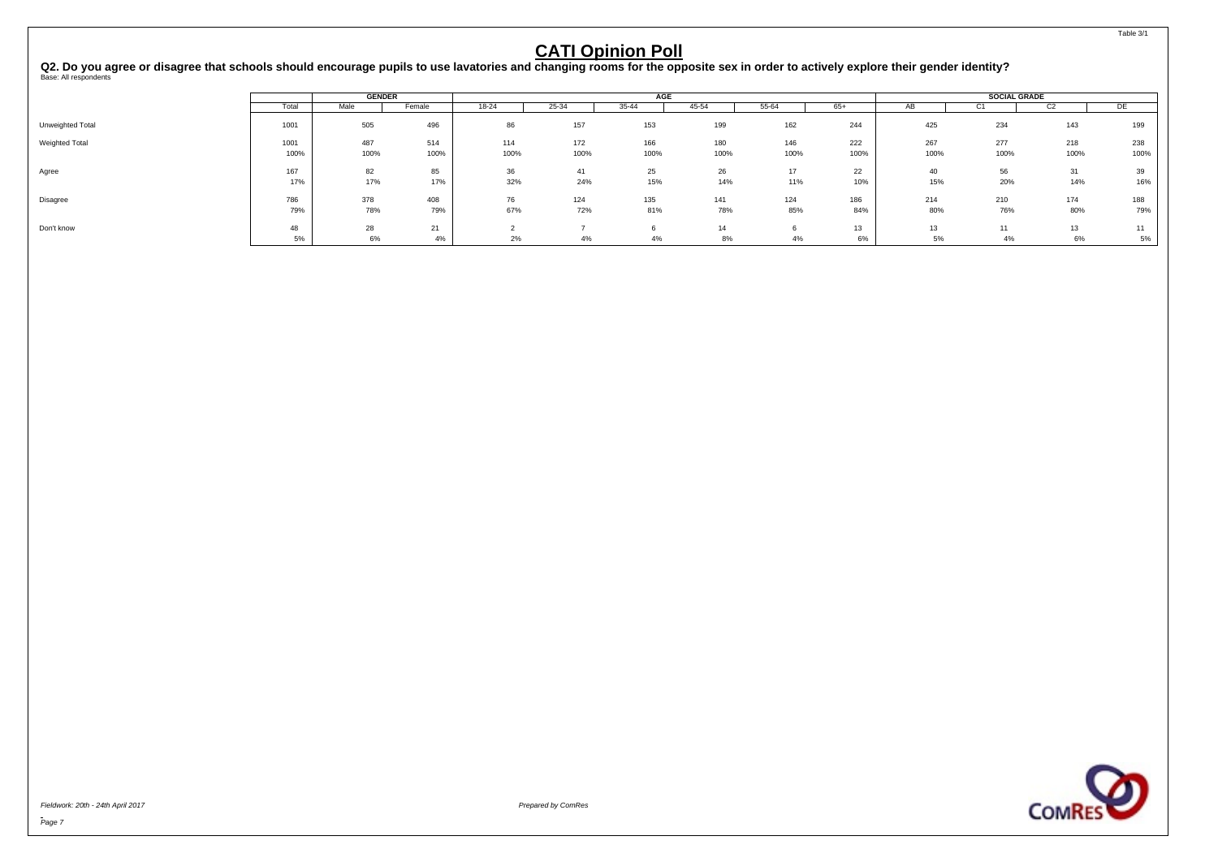# CATI Opinion Poll

**Q2. Do you agree or disagree that schools should encourage pupils to use lavatories and changing rooms for the opposite sex in order to actively explore their gender identity?**

Base: All respondents

| | | GENDER | | AGE | | | | | | SOCIAL GRADE | | | |
|---|---|---|---|---|---|---|---|---|---|---|---|---|---|
| | Total | Male | Female | 18-24 | 25-34 | 35-44 | 45-54 | 55-64 | 65+ | AB | C1 | C2 | DE |
| Unweighted Total | 1001 | 505 | 496 | 86 | 157 | 153 | 199 | 162 | 244 | 425 | 234 | 143 | 199 |
| Weighted Total | 1001 | 487 | 514 | 114 | 172 | 166 | 180 | 146 | 222 | 267 | 277 | 218 | 238 |
| | 100% | 100% | 100% | 100% | 100% | 100% | 100% | 100% | 100% | 100% | 100% | 100% | 100% |
| Agree | 167 | 82 | 85 | 36 | 41 | 25 | 26 | 17 | 22 | 40 | 56 | 31 | 39 |
| | 17% | 17% | 17% | 32% | 24% | 15% | 14% | 11% | 10% | 15% | 20% | 14% | 16% |
| Disagree | 786 | 378 | 408 | 76 | 124 | 135 | 141 | 124 | 186 | 214 | 210 | 174 | 188 |
| | 79% | 78% | 79% | 67% | 72% | 81% | 78% | 85% | 84% | 80% | 76% | 80% | 79% |
| Don't know | 48 | 28 | 21 | 2 | 7 | 6 | 14 | 6 | 13 | 13 | 11 | 13 | 11 |
| | 5% | 6% | 4% | 2% | 4% | 4% | 8% | 4% | 6% | 5% | 4% | 6% | 5% |

*Fieldwork: 20th - 24th April 2017*

*Prepared by ComRes*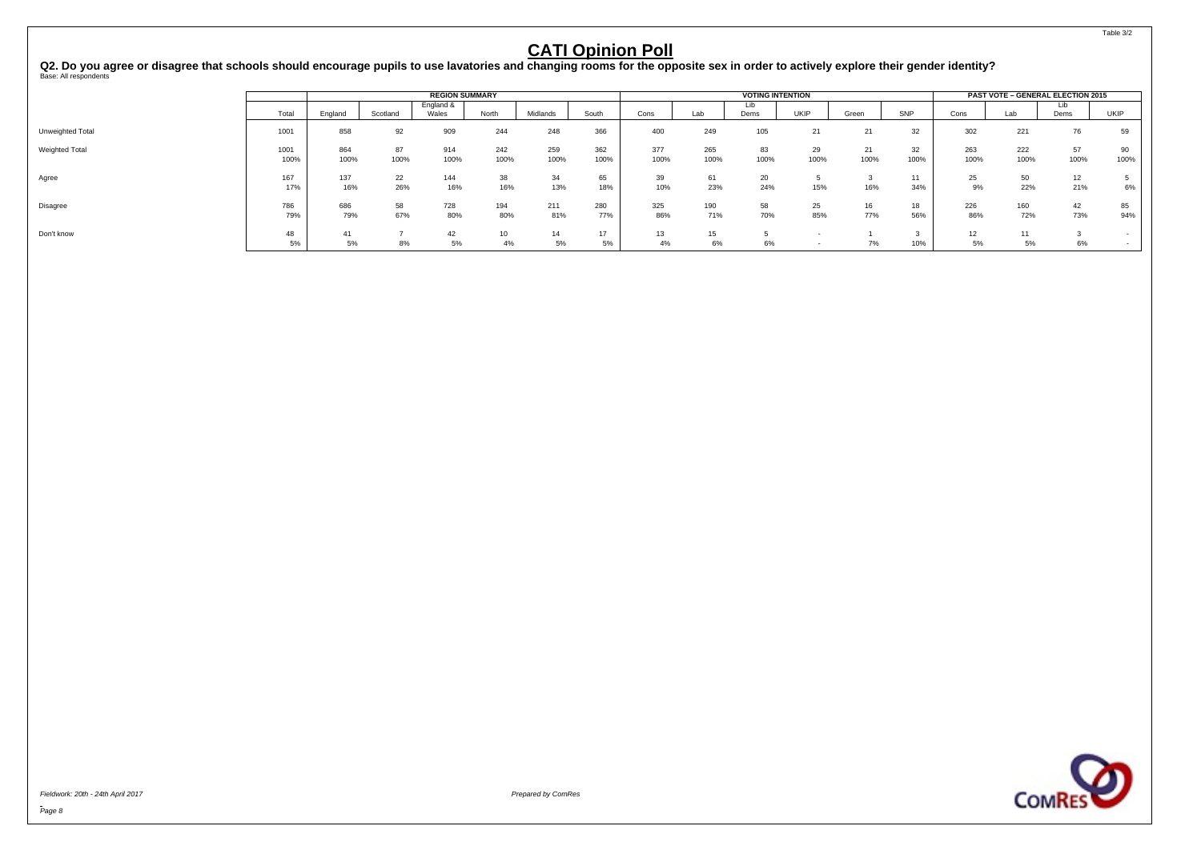# CATI Opinion Poll

**Q2. Do you agree or disagree that schools should encourage pupils to use lavatories and changing rooms for the opposite sex in order to actively explore their gender identity?**

Base: All respondents

| | | REGION SUMMARY | | | | | | VOTING INTENTION | | | | | | PAST VOTE – GENERAL ELECTION 2015 | | | |
|---|---|---|---|---|---|---|---|---|---|---|---|---|---|---|---|---|---|
| | Total | England | Scotland | England & Wales | North | Midlands | South | Cons | Lab | Lib Dems | UKIP | Green | SNP | Cons | Lab | Lib Dems | UKIP |
| Unweighted Total | 1001 | 858 | 92 | 909 | 244 | 248 | 366 | 400 | 249 | 105 | 21 | 21 | 32 | 302 | 221 | 76 | 59 |
| Weighted Total | 1001 | 864 | 87 | 914 | 242 | 259 | 362 | 377 | 265 | 83 | 29 | 21 | 32 | 263 | 222 | 57 | 90 |
| | 100% | 100% | 100% | 100% | 100% | 100% | 100% | 100% | 100% | 100% | 100% | 100% | 100% | 100% | 100% | 100% | 100% |
| Agree | 167 | 137 | 22 | 144 | 38 | 34 | 65 | 39 | 61 | 20 | 5 | 3 | 11 | 25 | 50 | 12 | 5 |
| | 17% | 16% | 26% | 16% | 16% | 13% | 18% | 10% | 23% | 24% | 15% | 16% | 34% | 9% | 22% | 21% | 6% |
| Disagree | 786 | 686 | 58 | 728 | 194 | 211 | 280 | 325 | 190 | 58 | 25 | 16 | 18 | 226 | 160 | 42 | 85 |
| | 79% | 79% | 67% | 80% | 80% | 81% | 77% | 86% | 71% | 70% | 85% | 77% | 56% | 86% | 72% | 73% | 94% |
| Don't know | 48 | 41 | 7 | 42 | 10 | 14 | 17 | 13 | 15 | 5 | - | 1 | 3 | 12 | 11 | 3 | - |
| | 5% | 5% | 8% | 5% | 4% | 5% | 5% | 4% | 6% | 6% | - | 7% | 10% | 5% | 5% | 6% | - |

*Fieldwork: 20th - 24th April 2017*

*Prepared by ComRes*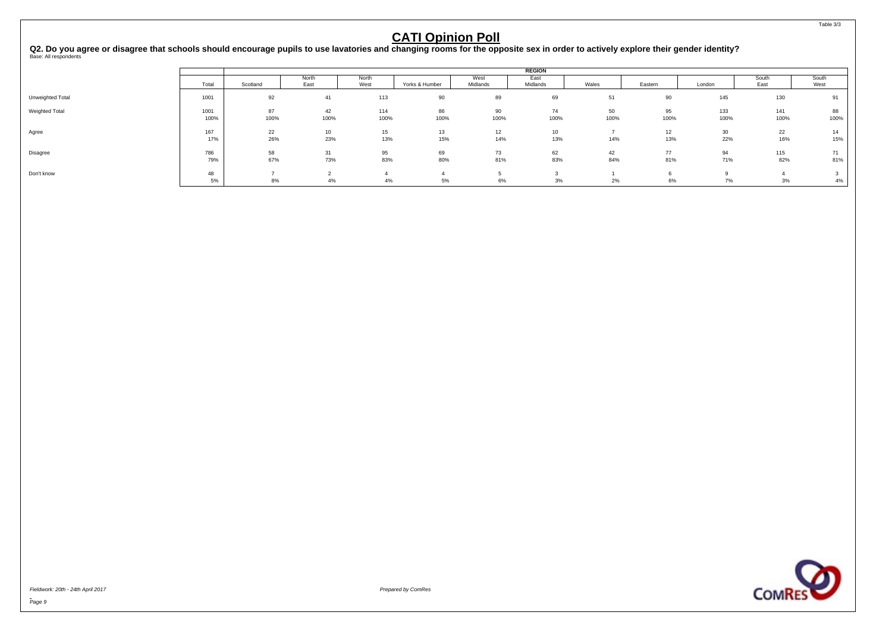# CATI Opinion Poll

**Q2. Do you agree or disagree that schools should encourage pupils to use lavatories and changing rooms for the opposite sex in order to actively explore their gender identity?**

Base: All respondents

| | | REGION | | | | | | | | | | |
|---|---|---|---|---|---|---|---|---|---|---|---|---|
| | Total | Scotland | North East | North West | Yorks & Humber | West Midlands | East Midlands | Wales | Eastern | London | South East | South West |
| Unweighted Total | 1001 | 92 | 41 | 113 | 90 | 89 | 69 | 51 | 90 | 145 | 130 | 91 |
| Weighted Total | 1001 | 87 | 42 | 114 | 86 | 90 | 74 | 50 | 95 | 133 | 141 | 88 |
| | 100% | 100% | 100% | 100% | 100% | 100% | 100% | 100% | 100% | 100% | 100% | 100% |
| Agree | 167 | 22 | 10 | 15 | 13 | 12 | 10 | 7 | 12 | 30 | 22 | 14 |
| | 17% | 26% | 23% | 13% | 15% | 14% | 13% | 14% | 13% | 22% | 16% | 15% |
| Disagree | 786 | 58 | 31 | 95 | 69 | 73 | 62 | 42 | 77 | 94 | 115 | 71 |
| | 79% | 67% | 73% | 83% | 80% | 81% | 83% | 84% | 81% | 71% | 82% | 81% |
| Don't know | 48 | 7 | 2 | 4 | 4 | 5 | 3 | 1 | 6 | 9 | 4 | 3 |
| | 5% | 8% | 4% | 4% | 5% | 6% | 3% | 2% | 6% | 7% | 3% | 4% |

*Fieldwork: 20th - 24th April 2017*

*Prepared by ComRes*